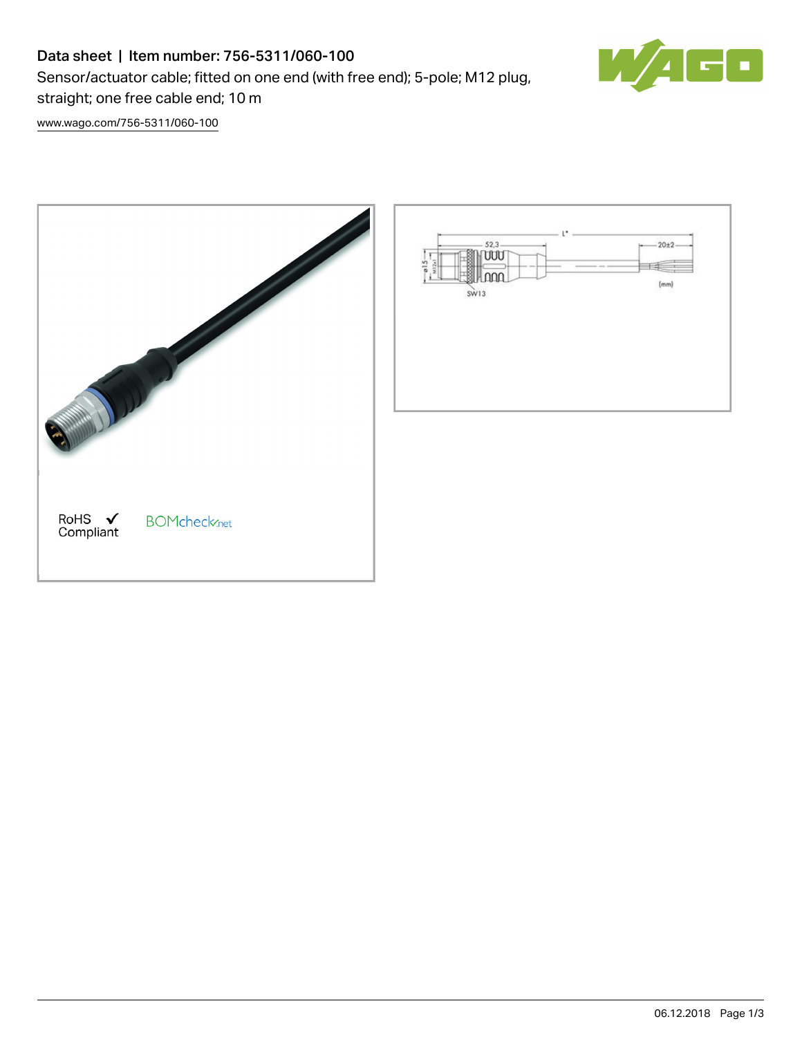# Data sheet | Item number: 756-5311/060-100

Sensor/actuator cable; fitted on one end (with free end); 5-pole; M12 plug, straight; one free cable end; 10 m

www.wago.com/756-5311/060-100

RoHS ✓
Compliant

BOMcheck.net

L*

52,3

20±2

ø15

M12x1

SW13

(mm)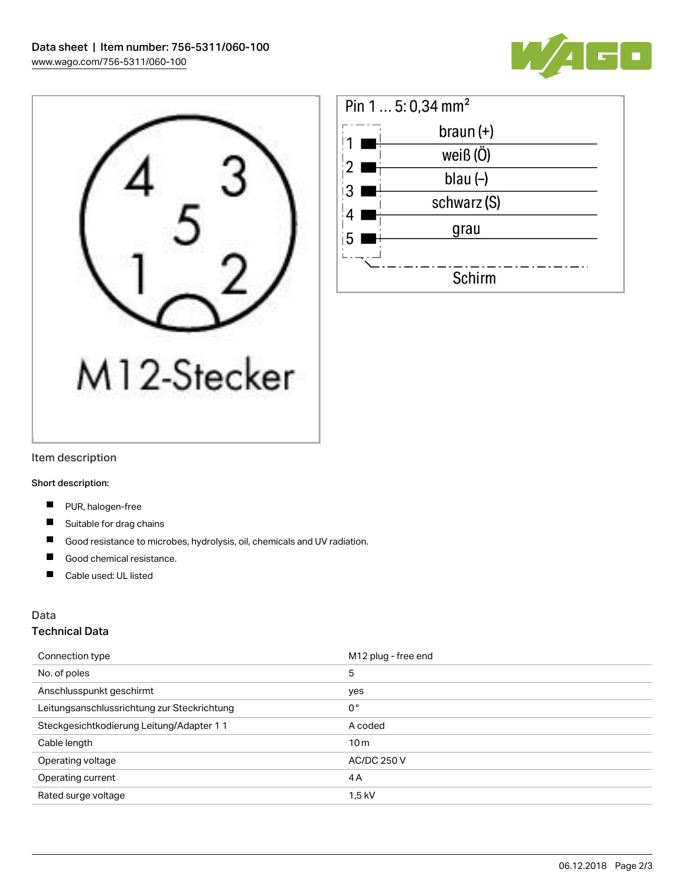M12-Stecker

Pin 1 ... 5: 0,34 mm²

| Pin | Farbe |
|---|---|
| 1 | braun (+) |
| 2 | weiß (Ö) |
| 3 | blau (–) |
| 4 | schwarz (S) |
| 5 | grau |
| | Schirm |

## Item description

**Short description:**

- PUR, halogen-free
- Suitable for drag chains
- Good resistance to microbes, hydrolysis, oil, chemicals and UV radiation.
- Good chemical resistance.
- Cable used: UL listed

## Data

### Technical Data

| | |
|---|---|
| Connection type | M12 plug - free end |
| No. of poles | 5 |
| Anschlusspunkt geschirmt | yes |
| Leitungsanschlussrichtung zur Steckrichtung | 0 ° |
| Steckgesichtkodierung Leitung/Adapter 1 1 | A coded |
| Cable length | 10 m |
| Operating voltage | AC/DC 250 V |
| Operating current | 4 A |
| Rated surge voltage | 1,5 kV |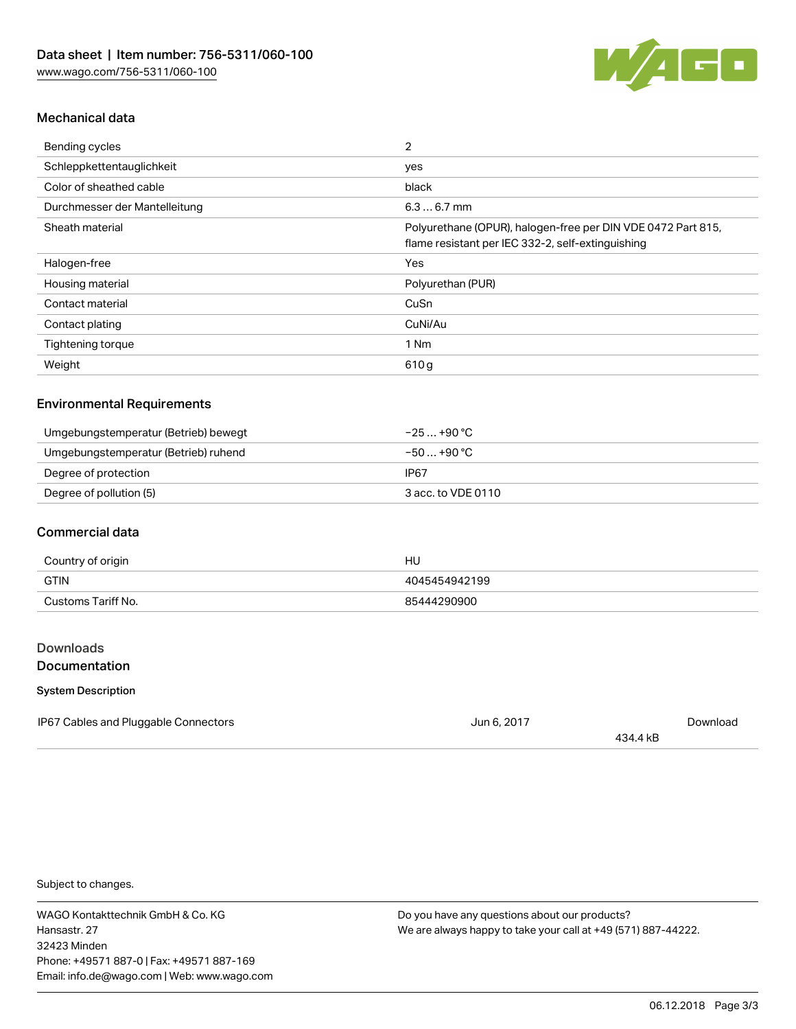## Mechanical data

| | |
|---|---|
| Bending cycles | 2 |
| Schleppkettentauglichkeit | yes |
| Color of sheathed cable | black |
| Durchmesser der Mantelleitung | 6.3 … 6.7 mm |
| Sheath material | Polyurethane (OPUR), halogen-free per DIN VDE 0472 Part 815, flame resistant per IEC 332-2, self-extinguishing |
| Halogen-free | Yes |
| Housing material | Polyurethan (PUR) |
| Contact material | CuSn |
| Contact plating | CuNi/Au |
| Tightening torque | 1 Nm |
| Weight | 610 g |

## Environmental Requirements

| | |
|---|---|
| Umgebungstemperatur (Betrieb) bewegt | −25 … +90 °C |
| Umgebungstemperatur (Betrieb) ruhend | −50 … +90 °C |
| Degree of protection | IP67 |
| Degree of pollution (5) | 3 acc. to VDE 0110 |

## Commercial data

| | |
|---|---|
| Country of origin | HU |
| GTIN | 4045454942199 |
| Customs Tariff No. | 85444290900 |

## Downloads

## Documentation

### System Description

| | | | |
|---|---|---|---|
| IP67 Cables and Pluggable Connectors | Jun 6, 2017 | 434.4 kB | Download |

Subject to changes.

WAGO Kontakttechnik GmbH & Co. KG
Hansastr. 27
32423 Minden
Phone: +49571 887-0 | Fax: +49571 887-169
Email: info.de@wago.com | Web: www.wago.com

Do you have any questions about our products?
We are always happy to take your call at +49 (571) 887-44222.